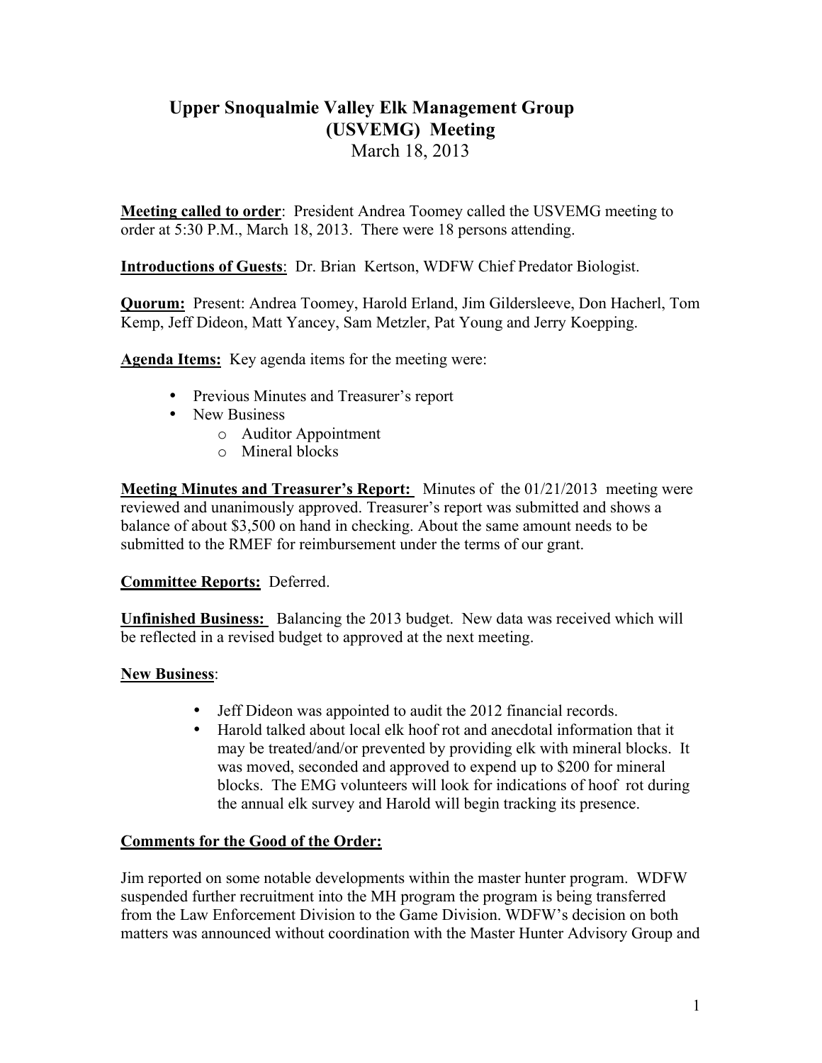# Upper Snoqualmie Valley Elk Management Group (USVEMG) Meeting

March 18, 2013

**Meeting called to order**: President Andrea Toomey called the USVEMG meeting to order at 5:30 P.M., March 18, 2013. There were 18 persons attending.

**Introductions of Guests**: Dr. Brian Kertson, WDFW Chief Predator Biologist.

**Quorum:** Present: Andrea Toomey, Harold Erland, Jim Gildersleeve, Don Hacherl, Tom Kemp, Jeff Dideon, Matt Yancey, Sam Metzler, Pat Young and Jerry Koepping.

**Agenda Items:** Key agenda items for the meeting were:

- Previous Minutes and Treasurer's report
- New Business
  - Auditor Appointment
  - Mineral blocks

**Meeting Minutes and Treasurer's Report:** Minutes of the 01/21/2013 meeting were reviewed and unanimously approved. Treasurer's report was submitted and shows a balance of about $3,500 on hand in checking. About the same amount needs to be submitted to the RMEF for reimbursement under the terms of our grant.

**Committee Reports:** Deferred.

**Unfinished Business:** Balancing the 2013 budget. New data was received which will be reflected in a revised budget to approved at the next meeting.

**New Business**:

- Jeff Dideon was appointed to audit the 2012 financial records.
- Harold talked about local elk hoof rot and anecdotal information that it may be treated/and/or prevented by providing elk with mineral blocks. It was moved, seconded and approved to expend up to $200 for mineral blocks. The EMG volunteers will look for indications of hoof rot during the annual elk survey and Harold will begin tracking its presence.

**Comments for the Good of the Order:**

Jim reported on some notable developments within the master hunter program. WDFW suspended further recruitment into the MH program the program is being transferred from the Law Enforcement Division to the Game Division. WDFW's decision on both matters was announced without coordination with the Master Hunter Advisory Group and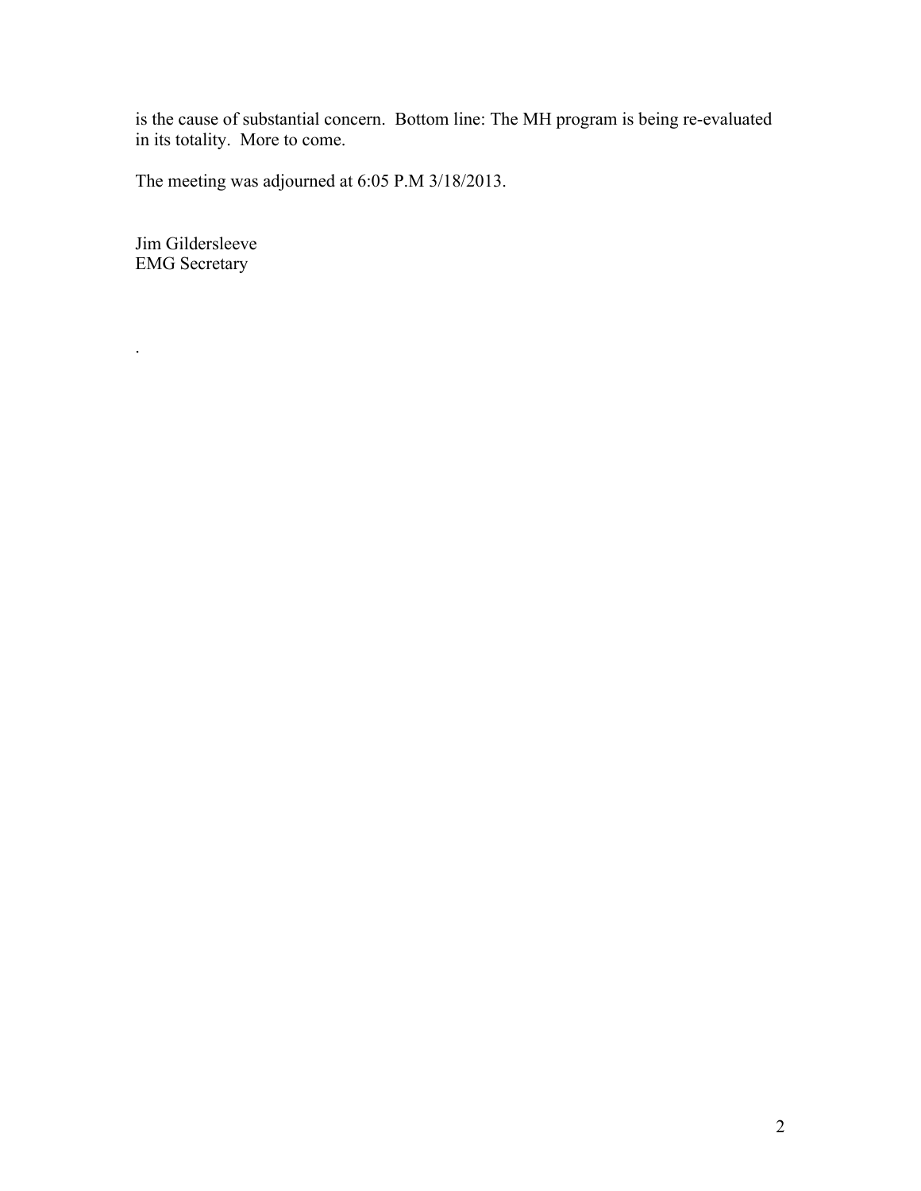is the cause of substantial concern.  Bottom line: The MH program is being re-evaluated in its totality.  More to come.

The meeting was adjourned at 6:05 P.M 3/18/2013.

Jim Gildersleeve
EMG Secretary

.